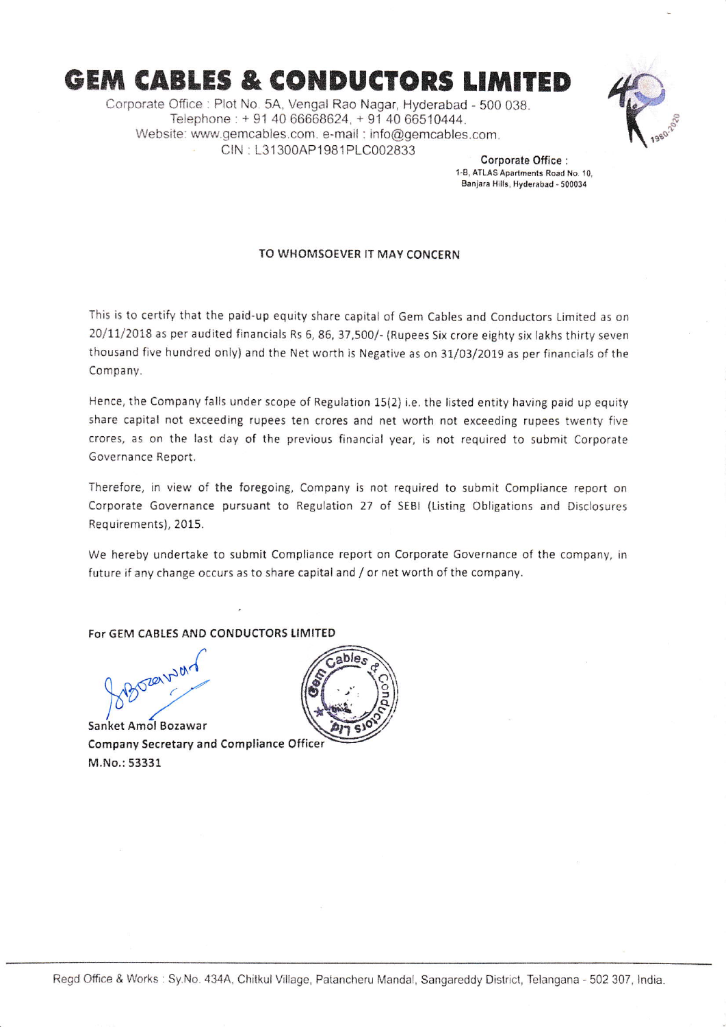# GEM CABLES & CONDUCTORS LIMITED

Corporate Office : Plot No. 5A, Vengal Rao Nagar, Hyderabad - 500 038.
Telephone : + 91 40 66668624, + 91 40 66510444.
Website: www.gemcables.com. e-mail : info@gemcables.com.
CIN : L31300AP1981PLC002833

**Corporate Office :**
1-B, ATLAS Apartments Road No. 10,
Banjara Hills, Hyderabad - 500034

TO WHOMSOEVER IT MAY CONCERN

This is to certify that the paid-up equity share capital of Gem Cables and Conductors Limited as on 20/11/2018 as per audited financials Rs 6, 86, 37,500/- (Rupees Six crore eighty six lakhs thirty seven thousand five hundred only) and the Net worth is Negative as on 31/03/2019 as per financials of the Company.

Hence, the Company falls under scope of Regulation 15(2) i.e. the listed entity having paid up equity share capital not exceeding rupees ten crores and net worth not exceeding rupees twenty five crores, as on the last day of the previous financial year, is not required to submit Corporate Governance Report.

Therefore, in view of the foregoing, Company is not required to submit Compliance report on Corporate Governance pursuant to Regulation 27 of SEBI (Listing Obligations and Disclosures Requirements), 2015.

We hereby undertake to submit Compliance report on Corporate Governance of the company, in future if any change occurs as to share capital and / or net worth of the company.

**For GEM CABLES AND CONDUCTORS LIMITED**

Sanket Amol Bozawar
**Company Secretary and Compliance Officer**
**M.No.: 53331**

Regd Office & Works : Sy.No. 434A, Chitkul Village, Patancheru Mandal, Sangareddy District, Telangana - 502 307, India.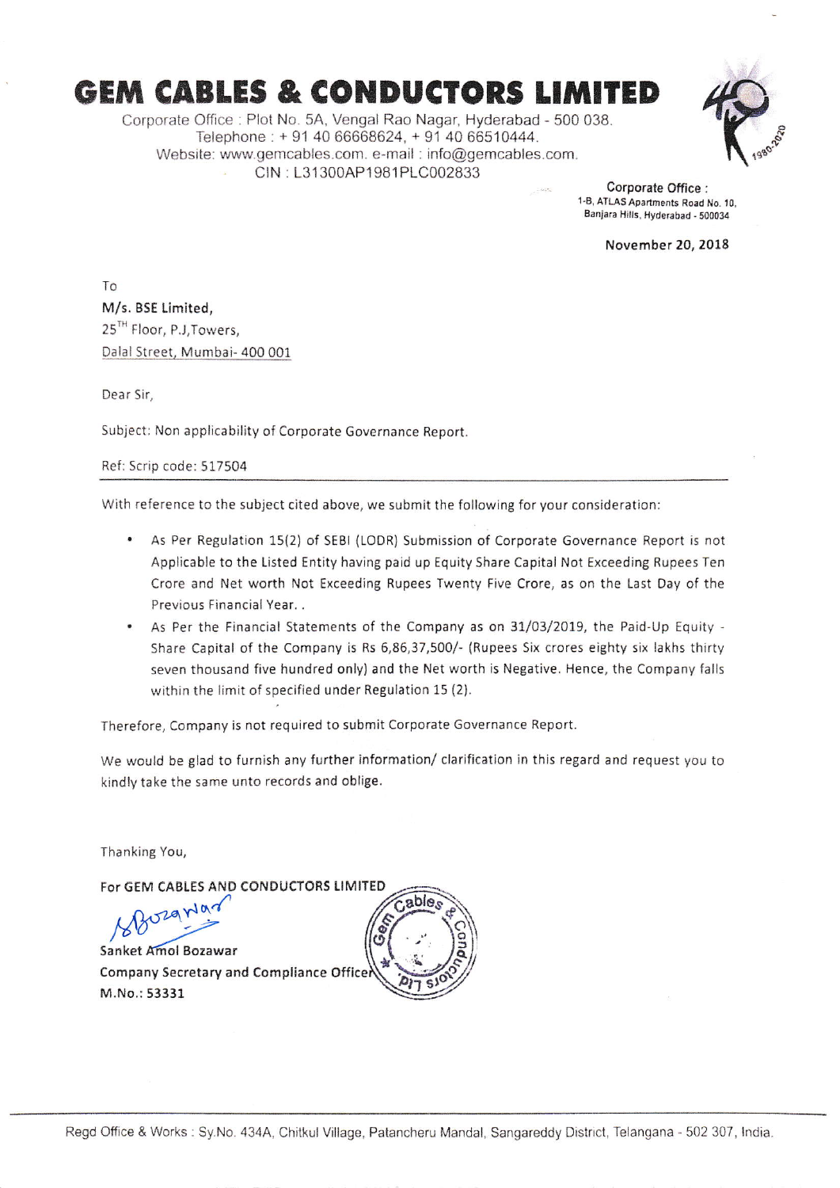# GEM CABLES & CONDUCTORS LIMITED

Corporate Office : Plot No. 5A, Vengal Rao Nagar, Hyderabad - 500 038.
Telephone : + 91 40 66668624, + 91 40 66510444.
Website: www.gemcables.com. e-mail : info@gemcables.com.
CIN : L31300AP1981PLC002833

Corporate Office :
1-B, ATLAS Apartments Road No. 10,
Banjara Hills, Hyderabad - 500034

November 20, 2018

To
**M/s. BSE Limited,**
25[TH] Floor, P.J,Towers,
Dalal Street, Mumbai- 400 001

Dear Sir,

Subject: Non applicability of Corporate Governance Report.

Ref: Scrip code: 517504

With reference to the subject cited above, we submit the following for your consideration:

- As Per Regulation 15(2) of SEBI (LODR) Submission of Corporate Governance Report is not Applicable to the Listed Entity having paid up Equity Share Capital Not Exceeding Rupees Ten Crore and Net worth Not Exceeding Rupees Twenty Five Crore, as on the Last Day of the Previous Financial Year. .
- As Per the Financial Statements of the Company as on 31/03/2019, the Paid-Up Equity - Share Capital of the Company is Rs 6,86,37,500/- (Rupees Six crores eighty six lakhs thirty seven thousand five hundred only) and the Net worth is Negative. Hence, the Company falls within the limit of specified under Regulation 15 (2).

Therefore, Company is not required to submit Corporate Governance Report.

We would be glad to furnish any further information/ clarification in this regard and request you to kindly take the same unto records and oblige.

Thanking You,

**For GEM CABLES AND CONDUCTORS LIMITED**

**Sanket Amol Bozawar**
**Company Secretary and Compliance Officer**
**M.No.: 53331**

Regd Office & Works : Sy.No. 434A, Chitkul Village, Patancheru Mandal, Sangareddy District, Telangana - 502 307, India.